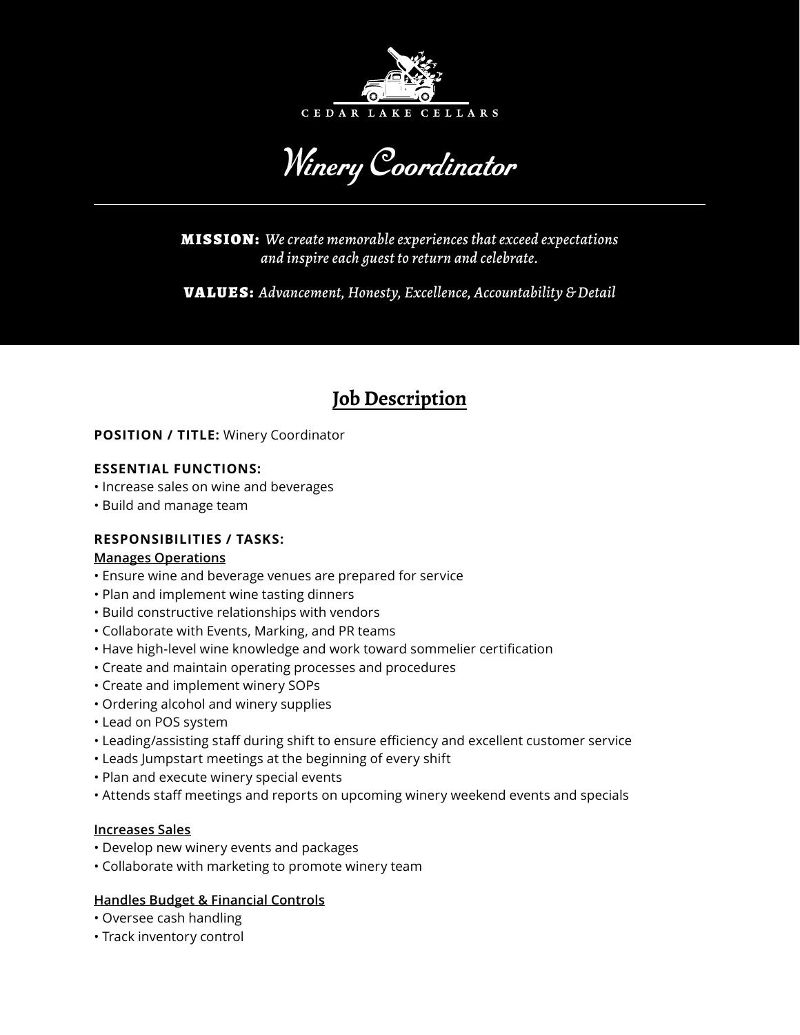CEDAR LAKE CELLARS

# Winery Coordinator

**MISSION:** *We create memorable experiences that exceed expectations and inspire each guest to return and celebrate.*

**VALUES:** *Advancement, Honesty, Excellence, Accountability & Detail*

## Job Description

**POSITION / TITLE:** Winery Coordinator

**ESSENTIAL FUNCTIONS:**

- Increase sales on wine and beverages
- Build and manage team

**RESPONSIBILITIES / TASKS:**

**Manages Operations**

- Ensure wine and beverage venues are prepared for service
- Plan and implement wine tasting dinners
- Build constructive relationships with vendors
- Collaborate with Events, Marking, and PR teams
- Have high-level wine knowledge and work toward sommelier certification
- Create and maintain operating processes and procedures
- Create and implement winery SOPs
- Ordering alcohol and winery supplies
- Lead on POS system
- Leading/assisting staff during shift to ensure efficiency and excellent customer service
- Leads Jumpstart meetings at the beginning of every shift
- Plan and execute winery special events
- Attends staff meetings and reports on upcoming winery weekend events and specials

**Increases Sales**

- Develop new winery events and packages
- Collaborate with marketing to promote winery team

**Handles Budget & Financial Controls**

- Oversee cash handling
- Track inventory control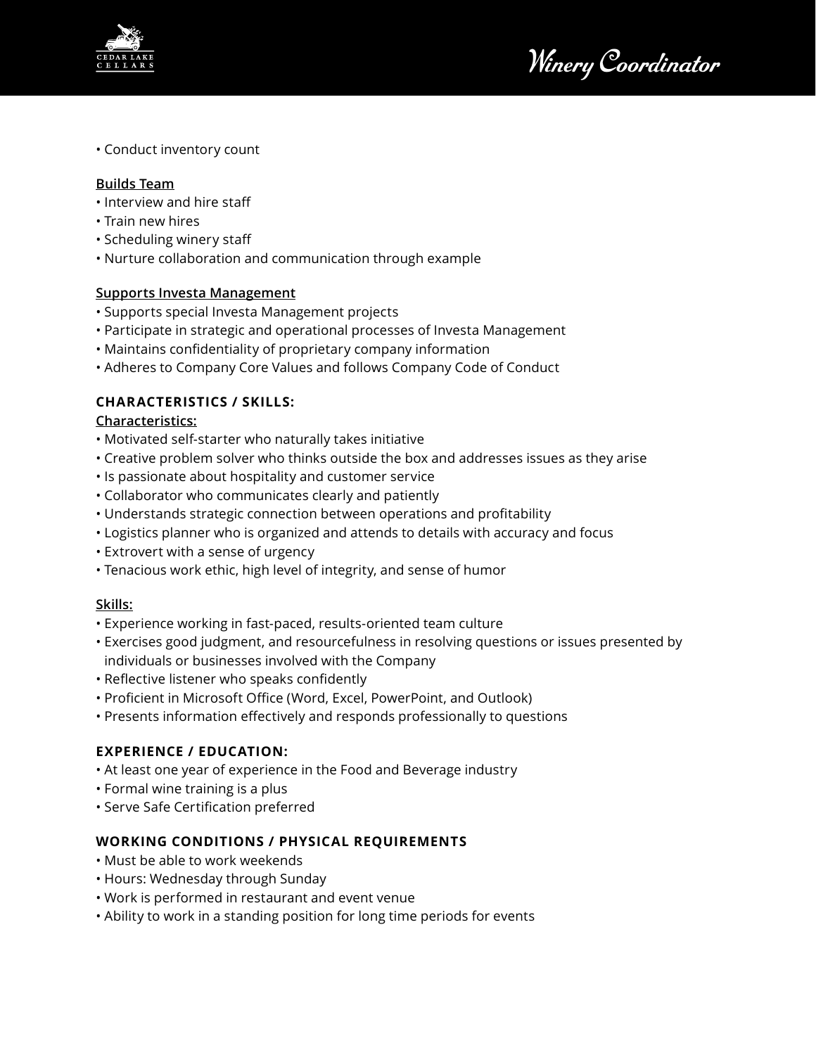• Conduct inventory count

**Builds Team**

• Interview and hire staff
• Train new hires
• Scheduling winery staff
• Nurture collaboration and communication through example

**Supports Investa Management**

• Supports special Investa Management projects
• Participate in strategic and operational processes of Investa Management
• Maintains confidentiality of proprietary company information
• Adheres to Company Core Values and follows Company Code of Conduct

## CHARACTERISTICS / SKILLS:

**Characteristics:**

• Motivated self-starter who naturally takes initiative
• Creative problem solver who thinks outside the box and addresses issues as they arise
• Is passionate about hospitality and customer service
• Collaborator who communicates clearly and patiently
• Understands strategic connection between operations and profitability
• Logistics planner who is organized and attends to details with accuracy and focus
• Extrovert with a sense of urgency
• Tenacious work ethic, high level of integrity, and sense of humor

**Skills:**

• Experience working in fast-paced, results-oriented team culture
• Exercises good judgment, and resourcefulness in resolving questions or issues presented by individuals or businesses involved with the Company
• Reflective listener who speaks confidently
• Proficient in Microsoft Office (Word, Excel, PowerPoint, and Outlook)
• Presents information effectively and responds professionally to questions

## EXPERIENCE / EDUCATION:

• At least one year of experience in the Food and Beverage industry
• Formal wine training is a plus
• Serve Safe Certification preferred

## WORKING CONDITIONS / PHYSICAL REQUIREMENTS

• Must be able to work weekends
• Hours: Wednesday through Sunday
• Work is performed in restaurant and event venue
• Ability to work in a standing position for long time periods for events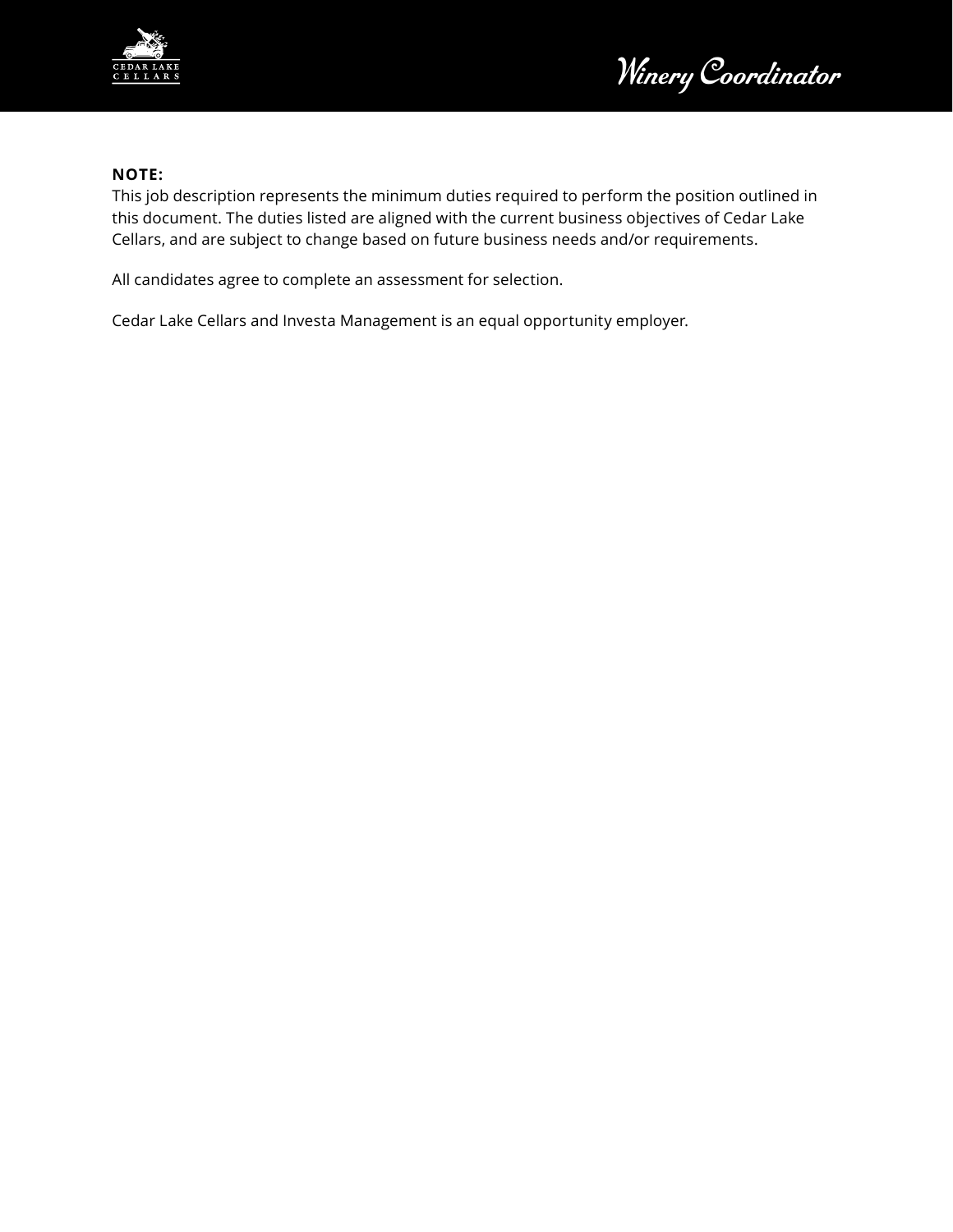**NOTE:**
This job description represents the minimum duties required to perform the position outlined in this document. The duties listed are aligned with the current business objectives of Cedar Lake Cellars, and are subject to change based on future business needs and/or requirements.

All candidates agree to complete an assessment for selection.

Cedar Lake Cellars and Investa Management is an equal opportunity employer.